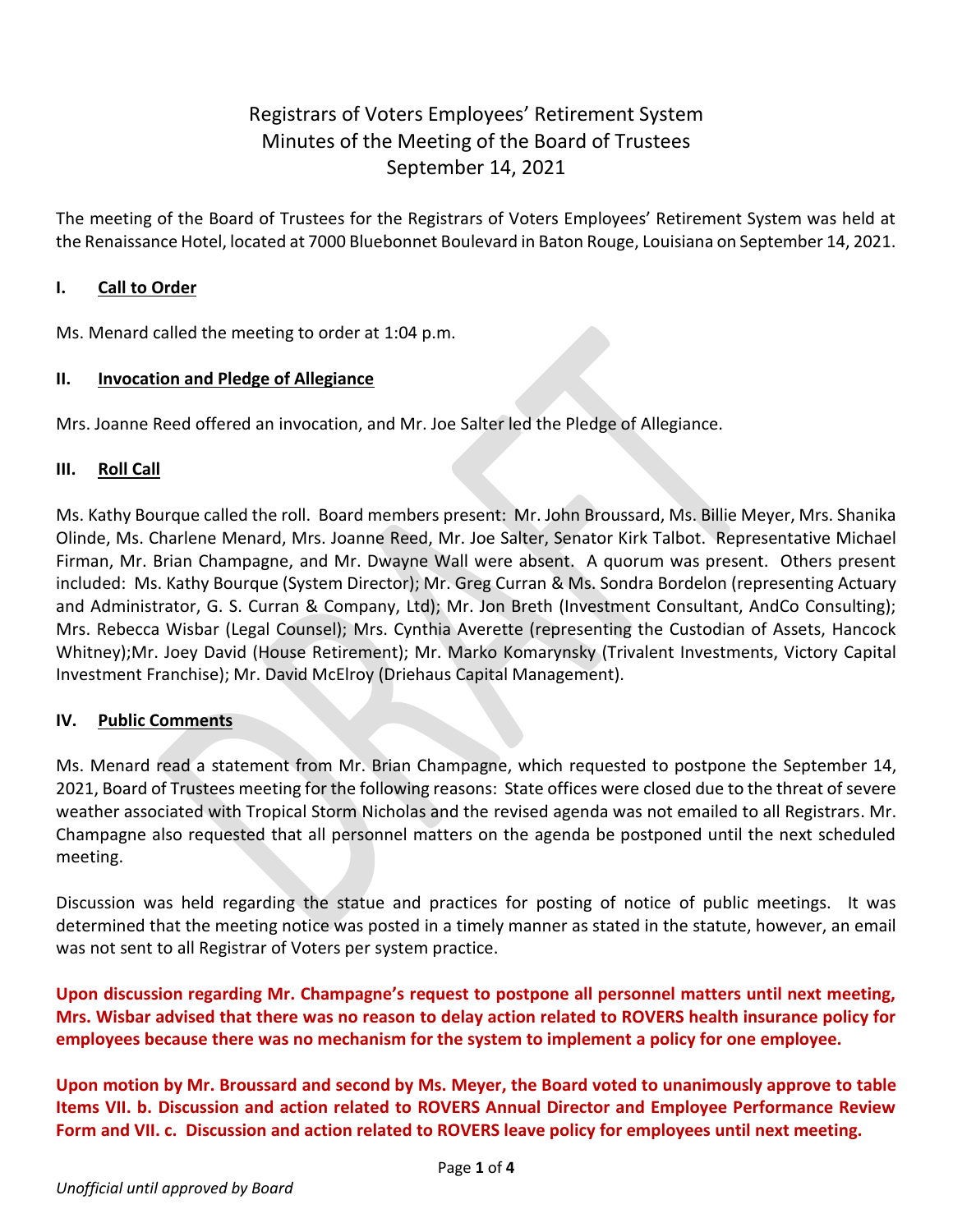# Registrars of Voters Employees' Retirement System
## Minutes of the Meeting of the Board of Trustees
## September 14, 2021

The meeting of the Board of Trustees for the Registrars of Voters Employees' Retirement System was held at the Renaissance Hotel, located at 7000 Bluebonnet Boulevard in Baton Rouge, Louisiana on September 14, 2021.

### I. Call to Order

Ms. Menard called the meeting to order at 1:04 p.m.

### II. Invocation and Pledge of Allegiance

Mrs. Joanne Reed offered an invocation, and Mr. Joe Salter led the Pledge of Allegiance.

### III. Roll Call

Ms. Kathy Bourque called the roll. Board members present: Mr. John Broussard, Ms. Billie Meyer, Mrs. Shanika Olinde, Ms. Charlene Menard, Mrs. Joanne Reed, Mr. Joe Salter, Senator Kirk Talbot. Representative Michael Firman, Mr. Brian Champagne, and Mr. Dwayne Wall were absent. A quorum was present. Others present included: Ms. Kathy Bourque (System Director); Mr. Greg Curran & Ms. Sondra Bordelon (representing Actuary and Administrator, G. S. Curran & Company, Ltd); Mr. Jon Breth (Investment Consultant, AndCo Consulting); Mrs. Rebecca Wisbar (Legal Counsel); Mrs. Cynthia Averette (representing the Custodian of Assets, Hancock Whitney);Mr. Joey David (House Retirement); Mr. Marko Komarynsky (Trivalent Investments, Victory Capital Investment Franchise); Mr. David McElroy (Driehaus Capital Management).

### IV. Public Comments

Ms. Menard read a statement from Mr. Brian Champagne, which requested to postpone the September 14, 2021, Board of Trustees meeting for the following reasons: State offices were closed due to the threat of severe weather associated with Tropical Storm Nicholas and the revised agenda was not emailed to all Registrars. Mr. Champagne also requested that all personnel matters on the agenda be postponed until the next scheduled meeting.

Discussion was held regarding the statue and practices for posting of notice of public meetings. It was determined that the meeting notice was posted in a timely manner as stated in the statute, however, an email was not sent to all Registrar of Voters per system practice.

**Upon discussion regarding Mr. Champagne's request to postpone all personnel matters until next meeting, Mrs. Wisbar advised that there was no reason to delay action related to ROVERS health insurance policy for employees because there was no mechanism for the system to implement a policy for one employee.**

**Upon motion by Mr. Broussard and second by Ms. Meyer, the Board voted to unanimously approve to table Items VII. b. Discussion and action related to ROVERS Annual Director and Employee Performance Review Form and VII. c. Discussion and action related to ROVERS leave policy for employees until next meeting.**

*Unofficial until approved by Board*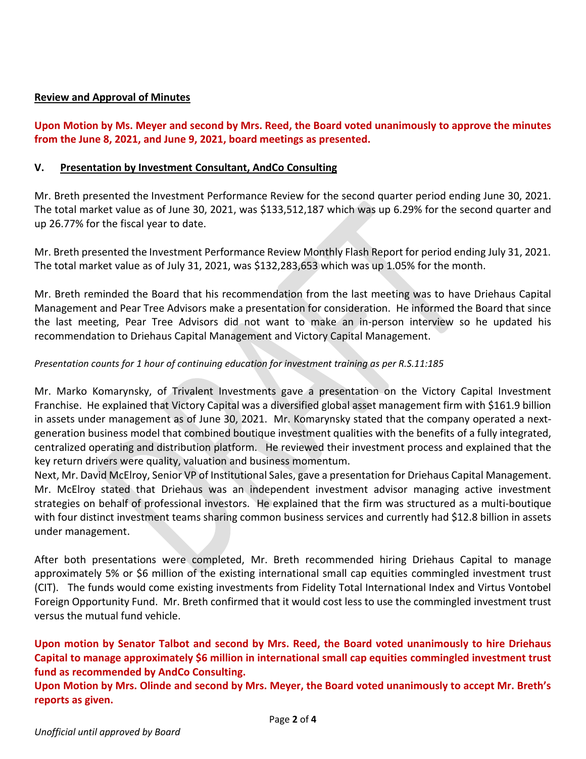**Review and Approval of Minutes**

**Upon Motion by Ms. Meyer and second by Mrs. Reed, the Board voted unanimously to approve the minutes from the June 8, 2021, and June 9, 2021, board meetings as presented.**

## V. Presentation by Investment Consultant, AndCo Consulting

Mr. Breth presented the Investment Performance Review for the second quarter period ending June 30, 2021. The total market value as of June 30, 2021, was $133,512,187 which was up 6.29% for the second quarter and up 26.77% for the fiscal year to date.

Mr. Breth presented the Investment Performance Review Monthly Flash Report for period ending July 31, 2021. The total market value as of July 31, 2021, was $132,283,653 which was up 1.05% for the month.

Mr. Breth reminded the Board that his recommendation from the last meeting was to have Driehaus Capital Management and Pear Tree Advisors make a presentation for consideration. He informed the Board that since the last meeting, Pear Tree Advisors did not want to make an in-person interview so he updated his recommendation to Driehaus Capital Management and Victory Capital Management.

*Presentation counts for 1 hour of continuing education for investment training as per R.S.11:185*

Mr. Marko Komarynsky, of Trivalent Investments gave a presentation on the Victory Capital Investment Franchise. He explained that Victory Capital was a diversified global asset management firm with $161.9 billion in assets under management as of June 30, 2021. Mr. Komarynsky stated that the company operated a next-generation business model that combined boutique investment qualities with the benefits of a fully integrated, centralized operating and distribution platform. He reviewed their investment process and explained that the key return drivers were quality, valuation and business momentum.

Next, Mr. David McElroy, Senior VP of Institutional Sales, gave a presentation for Driehaus Capital Management. Mr. McElroy stated that Driehaus was an independent investment advisor managing active investment strategies on behalf of professional investors. He explained that the firm was structured as a multi-boutique with four distinct investment teams sharing common business services and currently had $12.8 billion in assets under management.

After both presentations were completed, Mr. Breth recommended hiring Driehaus Capital to manage approximately 5% or $6 million of the existing international small cap equities commingled investment trust (CIT). The funds would come existing investments from Fidelity Total International Index and Virtus Vontobel Foreign Opportunity Fund. Mr. Breth confirmed that it would cost less to use the commingled investment trust versus the mutual fund vehicle.

**Upon motion by Senator Talbot and second by Mrs. Reed, the Board voted unanimously to hire Driehaus Capital to manage approximately $6 million in international small cap equities commingled investment trust fund as recommended by AndCo Consulting.**

**Upon Motion by Mrs. Olinde and second by Mrs. Meyer, the Board voted unanimously to accept Mr. Breth's reports as given.**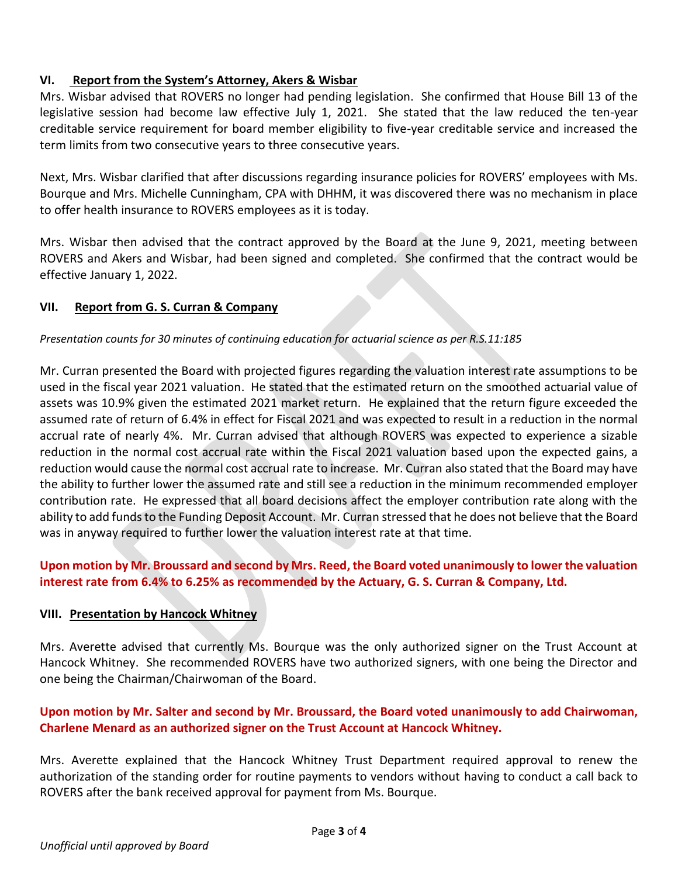## VI. Report from the System's Attorney, Akers & Wisbar

Mrs. Wisbar advised that ROVERS no longer had pending legislation. She confirmed that House Bill 13 of the legislative session had become law effective July 1, 2021. She stated that the law reduced the ten-year creditable service requirement for board member eligibility to five-year creditable service and increased the term limits from two consecutive years to three consecutive years.

Next, Mrs. Wisbar clarified that after discussions regarding insurance policies for ROVERS' employees with Ms. Bourque and Mrs. Michelle Cunningham, CPA with DHHM, it was discovered there was no mechanism in place to offer health insurance to ROVERS employees as it is today.

Mrs. Wisbar then advised that the contract approved by the Board at the June 9, 2021, meeting between ROVERS and Akers and Wisbar, had been signed and completed. She confirmed that the contract would be effective January 1, 2022.

## VII. Report from G. S. Curran & Company

*Presentation counts for 30 minutes of continuing education for actuarial science as per R.S.11:185*

Mr. Curran presented the Board with projected figures regarding the valuation interest rate assumptions to be used in the fiscal year 2021 valuation. He stated that the estimated return on the smoothed actuarial value of assets was 10.9% given the estimated 2021 market return. He explained that the return figure exceeded the assumed rate of return of 6.4% in effect for Fiscal 2021 and was expected to result in a reduction in the normal accrual rate of nearly 4%. Mr. Curran advised that although ROVERS was expected to experience a sizable reduction in the normal cost accrual rate within the Fiscal 2021 valuation based upon the expected gains, a reduction would cause the normal cost accrual rate to increase. Mr. Curran also stated that the Board may have the ability to further lower the assumed rate and still see a reduction in the minimum recommended employer contribution rate. He expressed that all board decisions affect the employer contribution rate along with the ability to add funds to the Funding Deposit Account. Mr. Curran stressed that he does not believe that the Board was in anyway required to further lower the valuation interest rate at that time.

**Upon motion by Mr. Broussard and second by Mrs. Reed, the Board voted unanimously to lower the valuation interest rate from 6.4% to 6.25% as recommended by the Actuary, G. S. Curran & Company, Ltd.**

## VIII. Presentation by Hancock Whitney

Mrs. Averette advised that currently Ms. Bourque was the only authorized signer on the Trust Account at Hancock Whitney. She recommended ROVERS have two authorized signers, with one being the Director and one being the Chairman/Chairwoman of the Board.

**Upon motion by Mr. Salter and second by Mr. Broussard, the Board voted unanimously to add Chairwoman, Charlene Menard as an authorized signer on the Trust Account at Hancock Whitney.**

Mrs. Averette explained that the Hancock Whitney Trust Department required approval to renew the authorization of the standing order for routine payments to vendors without having to conduct a call back to ROVERS after the bank received approval for payment from Ms. Bourque.

*Unofficial until approved by Board*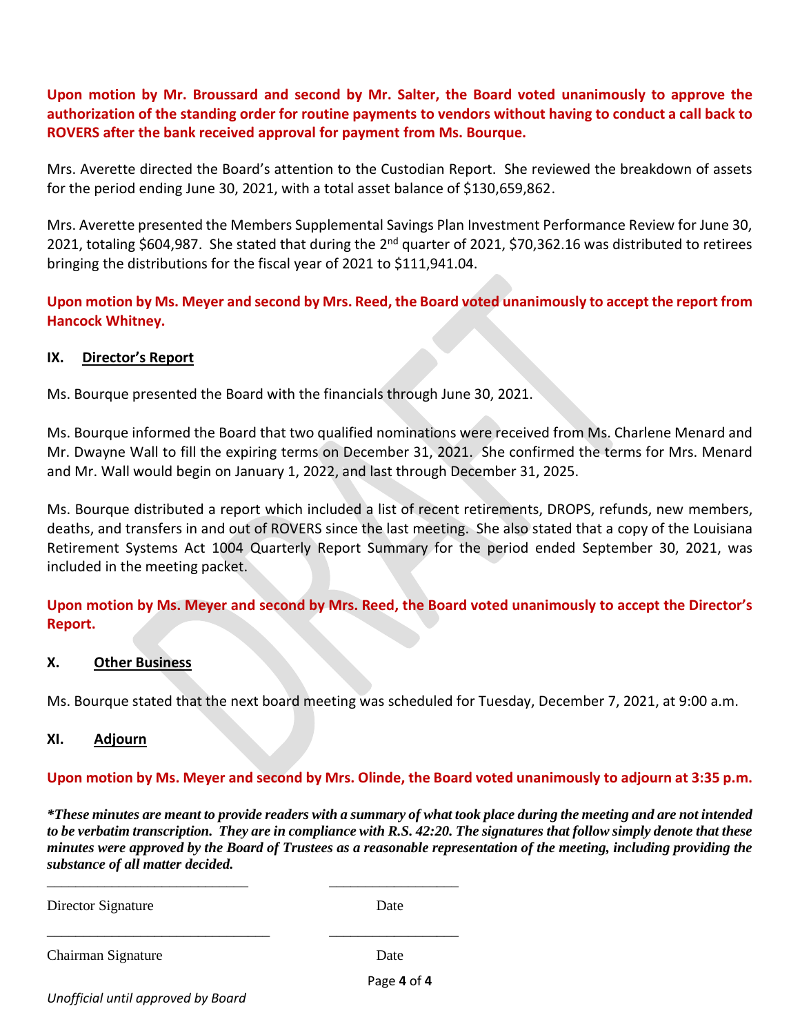**Upon motion by Mr. Broussard and second by Mr. Salter, the Board voted unanimously to approve the authorization of the standing order for routine payments to vendors without having to conduct a call back to ROVERS after the bank received approval for payment from Ms. Bourque.**

Mrs. Averette directed the Board's attention to the Custodian Report. She reviewed the breakdown of assets for the period ending June 30, 2021, with a total asset balance of $130,659,862.

Mrs. Averette presented the Members Supplemental Savings Plan Investment Performance Review for June 30, 2021, totaling $604,987. She stated that during the 2nd quarter of 2021, $70,362.16 was distributed to retirees bringing the distributions for the fiscal year of 2021 to $111,941.04.

**Upon motion by Ms. Meyer and second by Mrs. Reed, the Board voted unanimously to accept the report from Hancock Whitney.**

## IX. Director's Report

Ms. Bourque presented the Board with the financials through June 30, 2021.

Ms. Bourque informed the Board that two qualified nominations were received from Ms. Charlene Menard and Mr. Dwayne Wall to fill the expiring terms on December 31, 2021. She confirmed the terms for Mrs. Menard and Mr. Wall would begin on January 1, 2022, and last through December 31, 2025.

Ms. Bourque distributed a report which included a list of recent retirements, DROPS, refunds, new members, deaths, and transfers in and out of ROVERS since the last meeting. She also stated that a copy of the Louisiana Retirement Systems Act 1004 Quarterly Report Summary for the period ended September 30, 2021, was included in the meeting packet.

**Upon motion by Ms. Meyer and second by Mrs. Reed, the Board voted unanimously to accept the Director's Report.**

## X. Other Business

Ms. Bourque stated that the next board meeting was scheduled for Tuesday, December 7, 2021, at 9:00 a.m.

## XI. Adjourn

**Upon motion by Ms. Meyer and second by Mrs. Olinde, the Board voted unanimously to adjourn at 3:35 p.m.**

***These minutes are meant to provide readers with a summary of what took place during the meeting and are not intended to be verbatim transcription. They are in compliance with R.S. 42:20. The signatures that follow simply denote that these minutes were approved by the Board of Trustees as a reasonable representation of the meeting, including providing the substance of all matter decided.***

_____________________________ __________________

Director Signature Date

_____________________________ __________________

Chairman Signature Date

*Unofficial until approved by Board*